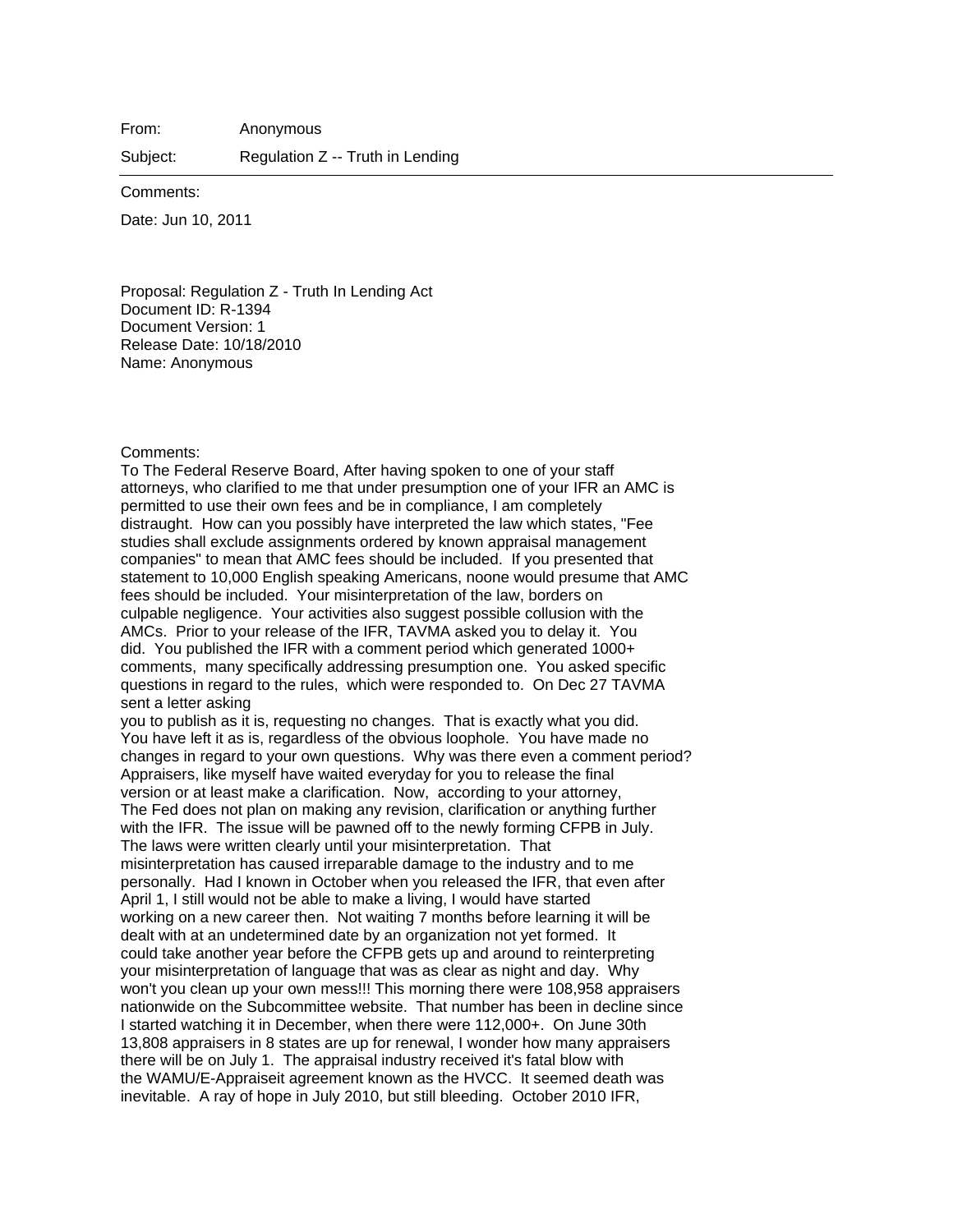From: Anonymous

Subject: Regulation Z -- Truth in Lending

---

Comments:

Date: Jun 10, 2011

Proposal: Regulation Z - Truth In Lending Act
Document ID: R-1394
Document Version: 1
Release Date: 10/18/2010
Name: Anonymous

Comments:

To The Federal Reserve Board, After having spoken to one of your staff attorneys, who clarified to me that under presumption one of your IFR an AMC is permitted to use their own fees and be in compliance, I am completely distraught. How can you possibly have interpreted the law which states, "Fee studies shall exclude assignments ordered by known appraisal management companies" to mean that AMC fees should be included. If you presented that statement to 10,000 English speaking Americans, noone would presume that AMC fees should be included. Your misinterpretation of the law, borders on culpable negligence. Your activities also suggest possible collusion with the AMCs. Prior to your release of the IFR, TAVMA asked you to delay it. You did. You published the IFR with a comment period which generated 1000+ comments, many specifically addressing presumption one. You asked specific questions in regard to the rules, which were responded to. On Dec 27 TAVMA sent a letter asking
you to publish as it is, requesting no changes. That is exactly what you did. You have left it as is, regardless of the obvious loophole. You have made no changes in regard to your own questions. Why was there even a comment period? Appraisers, like myself have waited everyday for you to release the final version or at least make a clarification. Now, according to your attorney, The Fed does not plan on making any revision, clarification or anything further with the IFR. The issue will be pawned off to the newly forming CFPB in July. The laws were written clearly until your misinterpretation. That misinterpretation has caused irreparable damage to the industry and to me personally. Had I known in October when you released the IFR, that even after April 1, I still would not be able to make a living, I would have started working on a new career then. Not waiting 7 months before learning it will be dealt with at an undetermined date by an organization not yet formed. It could take another year before the CFPB gets up and around to reinterpreting your misinterpretation of language that was as clear as night and day. Why won't you clean up your own mess!!! This morning there were 108,958 appraisers nationwide on the Subcommittee website. That number has been in decline since I started watching it in December, when there were 112,000+. On June 30th 13,808 appraisers in 8 states are up for renewal, I wonder how many appraisers there will be on July 1. The appraisal industry received it's fatal blow with the WAMU/E-Appraiseit agreement known as the HVCC. It seemed death was inevitable. A ray of hope in July 2010, but still bleeding. October 2010 IFR,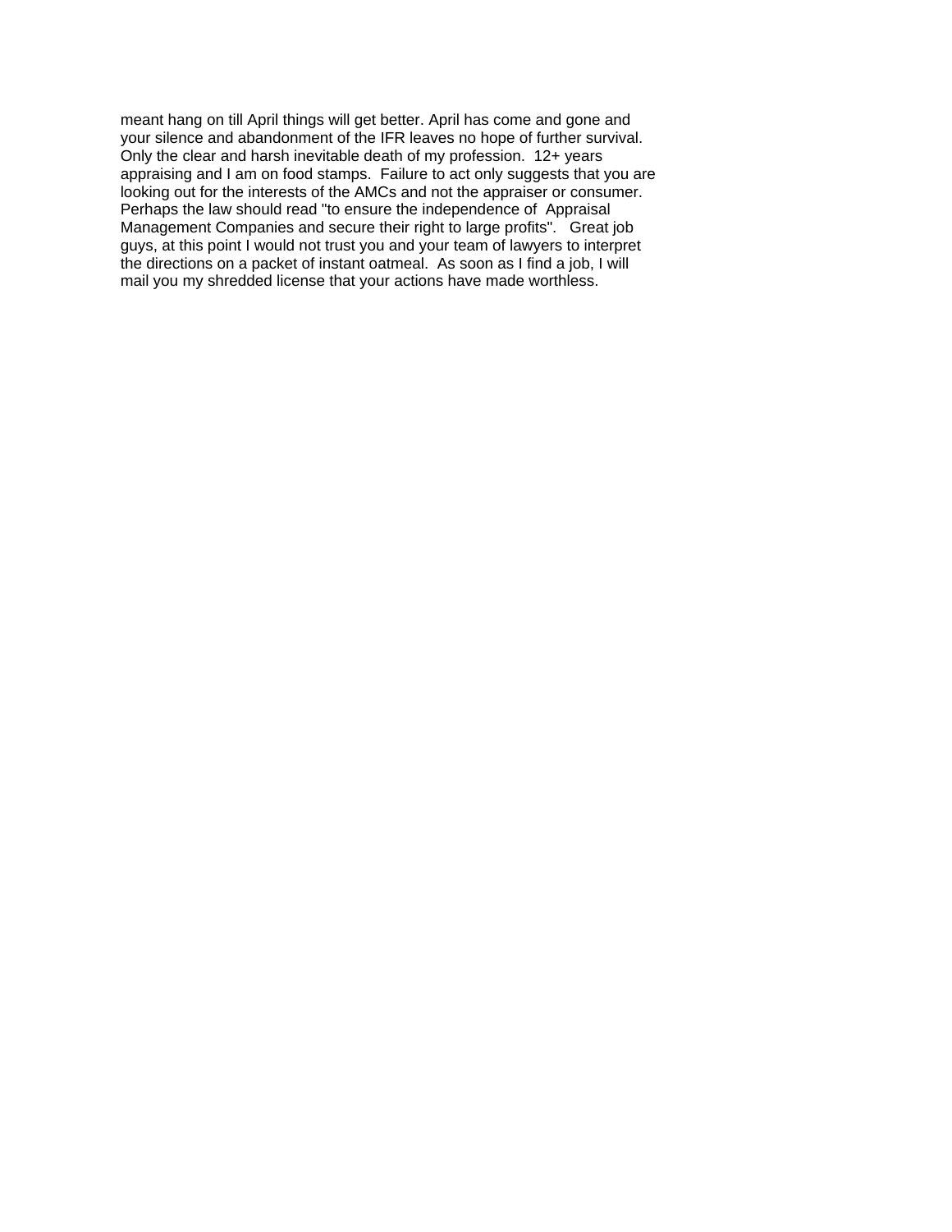meant hang on till April things will get better. April has come and gone and your silence and abandonment of the IFR leaves no hope of further survival. Only the clear and harsh inevitable death of my profession. 12+ years appraising and I am on food stamps. Failure to act only suggests that you are looking out for the interests of the AMCs and not the appraiser or consumer. Perhaps the law should read "to ensure the independence of Appraisal Management Companies and secure their right to large profits". Great job guys, at this point I would not trust you and your team of lawyers to interpret the directions on a packet of instant oatmeal. As soon as I find a job, I will mail you my shredded license that your actions have made worthless.